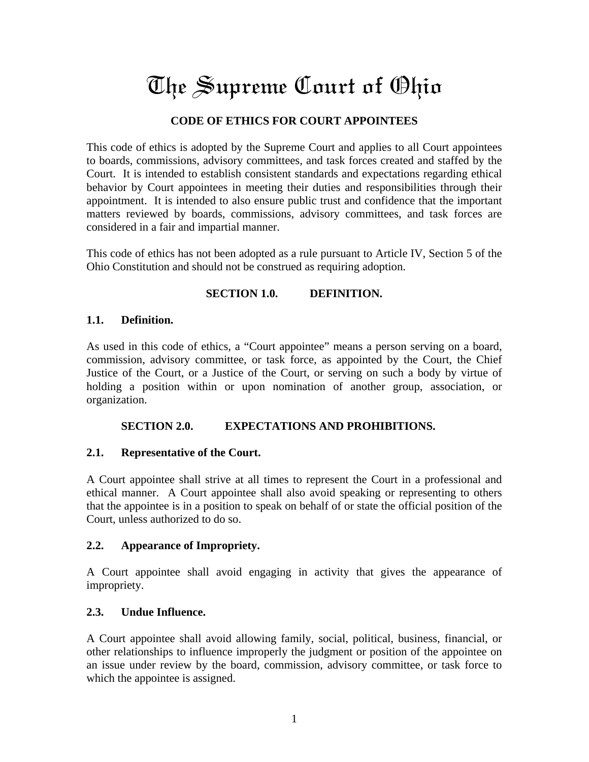# The Supreme Court of Ohio

## CODE OF ETHICS FOR COURT APPOINTEES

This code of ethics is adopted by the Supreme Court and applies to all Court appointees to boards, commissions, advisory committees, and task forces created and staffed by the Court. It is intended to establish consistent standards and expectations regarding ethical behavior by Court appointees in meeting their duties and responsibilities through their appointment. It is intended to also ensure public trust and confidence that the important matters reviewed by boards, commissions, advisory committees, and task forces are considered in a fair and impartial manner.

This code of ethics has not been adopted as a rule pursuant to Article IV, Section 5 of the Ohio Constitution and should not be construed as requiring adoption.

## SECTION 1.0. DEFINITION.

### 1.1. Definition.

As used in this code of ethics, a "Court appointee" means a person serving on a board, commission, advisory committee, or task force, as appointed by the Court, the Chief Justice of the Court, or a Justice of the Court, or serving on such a body by virtue of holding a position within or upon nomination of another group, association, or organization.

## SECTION 2.0. EXPECTATIONS AND PROHIBITIONS.

### 2.1. Representative of the Court.

A Court appointee shall strive at all times to represent the Court in a professional and ethical manner. A Court appointee shall also avoid speaking or representing to others that the appointee is in a position to speak on behalf of or state the official position of the Court, unless authorized to do so.

### 2.2. Appearance of Impropriety.

A Court appointee shall avoid engaging in activity that gives the appearance of impropriety.

### 2.3. Undue Influence.

A Court appointee shall avoid allowing family, social, political, business, financial, or other relationships to influence improperly the judgment or position of the appointee on an issue under review by the board, commission, advisory committee, or task force to which the appointee is assigned.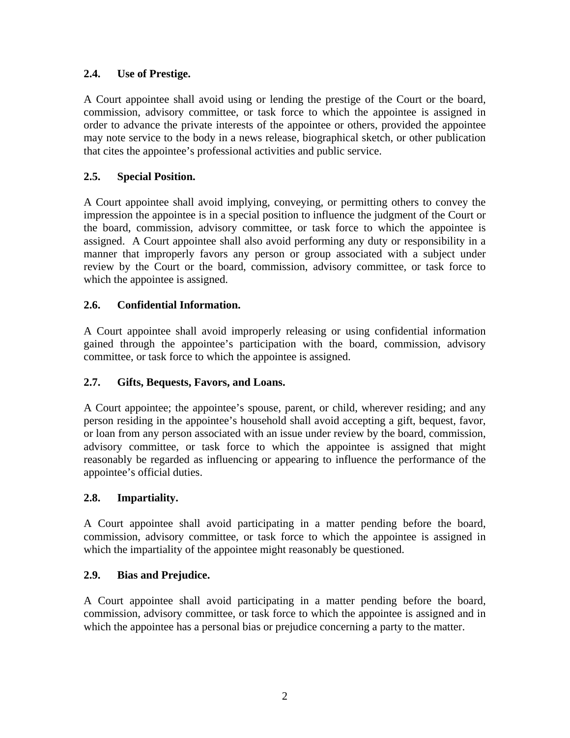### 2.4. Use of Prestige.

A Court appointee shall avoid using or lending the prestige of the Court or the board, commission, advisory committee, or task force to which the appointee is assigned in order to advance the private interests of the appointee or others, provided the appointee may note service to the body in a news release, biographical sketch, or other publication that cites the appointee's professional activities and public service.

### 2.5. Special Position.

A Court appointee shall avoid implying, conveying, or permitting others to convey the impression the appointee is in a special position to influence the judgment of the Court or the board, commission, advisory committee, or task force to which the appointee is assigned. A Court appointee shall also avoid performing any duty or responsibility in a manner that improperly favors any person or group associated with a subject under review by the Court or the board, commission, advisory committee, or task force to which the appointee is assigned.

### 2.6. Confidential Information.

A Court appointee shall avoid improperly releasing or using confidential information gained through the appointee's participation with the board, commission, advisory committee, or task force to which the appointee is assigned.

### 2.7. Gifts, Bequests, Favors, and Loans.

A Court appointee; the appointee's spouse, parent, or child, wherever residing; and any person residing in the appointee's household shall avoid accepting a gift, bequest, favor, or loan from any person associated with an issue under review by the board, commission, advisory committee, or task force to which the appointee is assigned that might reasonably be regarded as influencing or appearing to influence the performance of the appointee's official duties.

### 2.8. Impartiality.

A Court appointee shall avoid participating in a matter pending before the board, commission, advisory committee, or task force to which the appointee is assigned in which the impartiality of the appointee might reasonably be questioned.

### 2.9. Bias and Prejudice.

A Court appointee shall avoid participating in a matter pending before the board, commission, advisory committee, or task force to which the appointee is assigned and in which the appointee has a personal bias or prejudice concerning a party to the matter.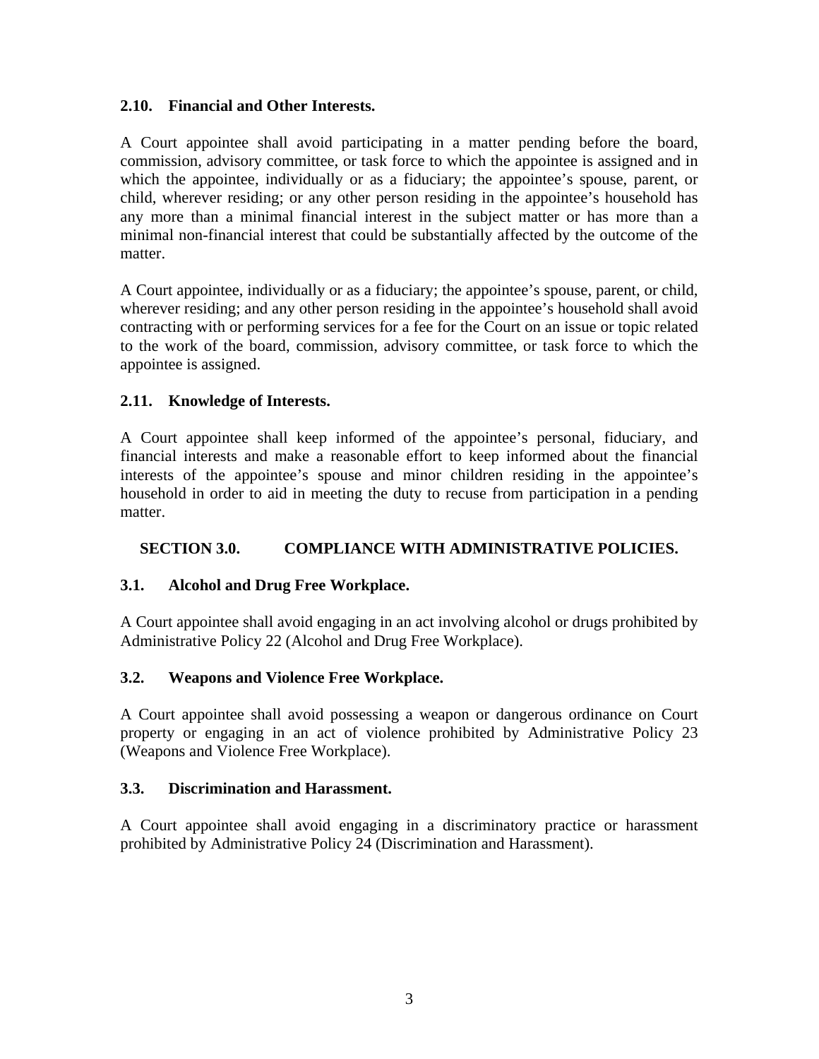### 2.10. Financial and Other Interests.

A Court appointee shall avoid participating in a matter pending before the board, commission, advisory committee, or task force to which the appointee is assigned and in which the appointee, individually or as a fiduciary; the appointee's spouse, parent, or child, wherever residing; or any other person residing in the appointee's household has any more than a minimal financial interest in the subject matter or has more than a minimal non-financial interest that could be substantially affected by the outcome of the matter.

A Court appointee, individually or as a fiduciary; the appointee's spouse, parent, or child, wherever residing; and any other person residing in the appointee's household shall avoid contracting with or performing services for a fee for the Court on an issue or topic related to the work of the board, commission, advisory committee, or task force to which the appointee is assigned.

### 2.11. Knowledge of Interests.

A Court appointee shall keep informed of the appointee's personal, fiduciary, and financial interests and make a reasonable effort to keep informed about the financial interests of the appointee's spouse and minor children residing in the appointee's household in order to aid in meeting the duty to recuse from participation in a pending matter.

## SECTION 3.0. COMPLIANCE WITH ADMINISTRATIVE POLICIES.

### 3.1. Alcohol and Drug Free Workplace.

A Court appointee shall avoid engaging in an act involving alcohol or drugs prohibited by Administrative Policy 22 (Alcohol and Drug Free Workplace).

### 3.2. Weapons and Violence Free Workplace.

A Court appointee shall avoid possessing a weapon or dangerous ordinance on Court property or engaging in an act of violence prohibited by Administrative Policy 23 (Weapons and Violence Free Workplace).

### 3.3. Discrimination and Harassment.

A Court appointee shall avoid engaging in a discriminatory practice or harassment prohibited by Administrative Policy 24 (Discrimination and Harassment).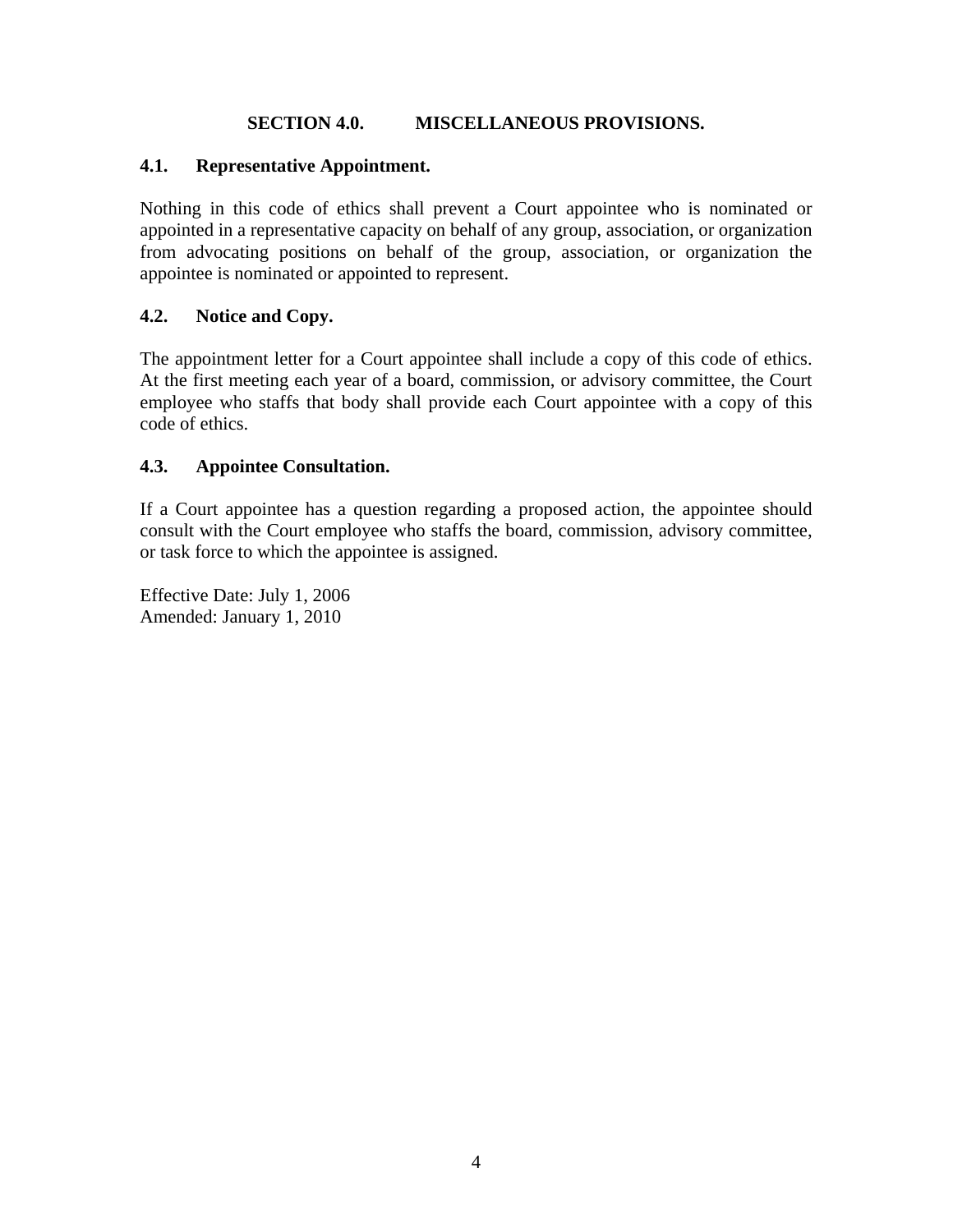## SECTION 4.0. MISCELLANEOUS PROVISIONS.

### 4.1. Representative Appointment.

Nothing in this code of ethics shall prevent a Court appointee who is nominated or appointed in a representative capacity on behalf of any group, association, or organization from advocating positions on behalf of the group, association, or organization the appointee is nominated or appointed to represent.

### 4.2. Notice and Copy.

The appointment letter for a Court appointee shall include a copy of this code of ethics. At the first meeting each year of a board, commission, or advisory committee, the Court employee who staffs that body shall provide each Court appointee with a copy of this code of ethics.

### 4.3. Appointee Consultation.

If a Court appointee has a question regarding a proposed action, the appointee should consult with the Court employee who staffs the board, commission, advisory committee, or task force to which the appointee is assigned.

Effective Date: July 1, 2006
Amended: January 1, 2010